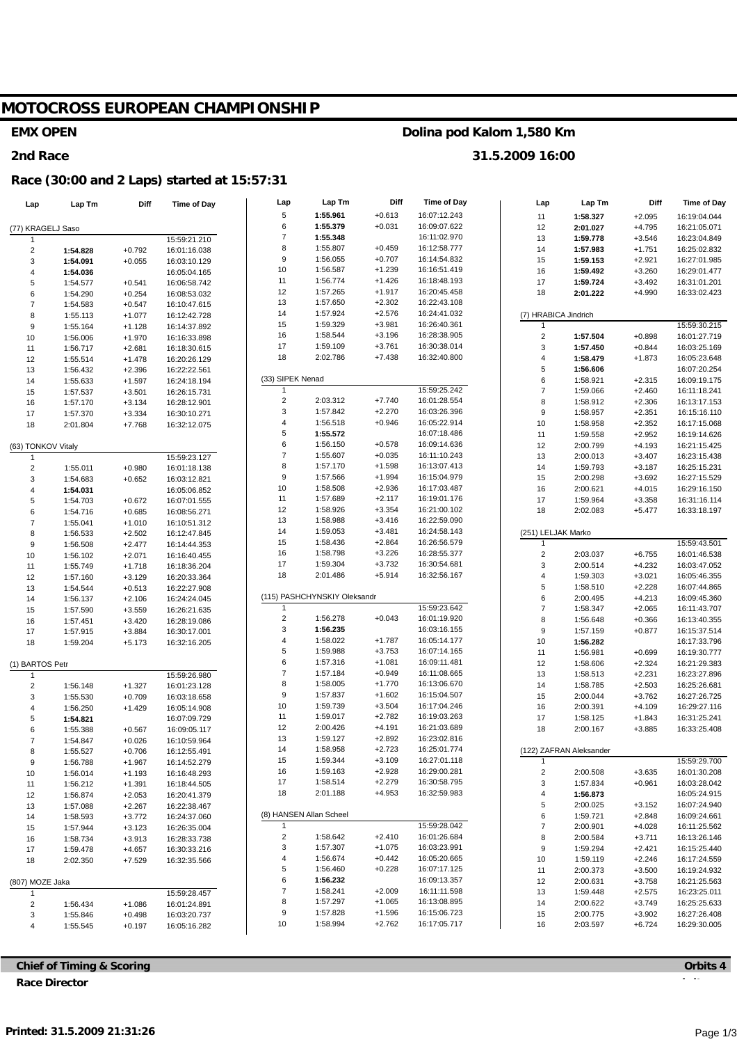# MOTOCROSS EUROPEAN CHAMPIONSHIP

**EMX OPEN** — **Dolina pod Kalom 1,580 Km**

**2nd Race** — **31.5.2009 16:00**

## Race (30:00 and 2 Laps) started at 15:57:31

### (77) KRAGELJ Saso

| Lap | Lap Tm | Diff | Time of Day |
|---|---|---|---|
| 1 | | | 15:59:21.210 |
| 2 | **1:54.828** | +0.792 | 16:01:16.038 |
| 3 | **1:54.091** | +0.055 | 16:03:10.129 |
| 4 | **1:54.036** | | 16:05:04.165 |
| 5 | 1:54.577 | +0.541 | 16:06:58.742 |
| 6 | 1:54.290 | +0.254 | 16:08:53.032 |
| 7 | 1:54.583 | +0.547 | 16:10:47.615 |
| 8 | 1:55.113 | +1.077 | 16:12:42.728 |
| 9 | 1:55.164 | +1.128 | 16:14:37.892 |
| 10 | 1:56.006 | +1.970 | 16:16:33.898 |
| 11 | 1:56.717 | +2.681 | 16:18:30.615 |
| 12 | 1:55.514 | +1.478 | 16:20:26.129 |
| 13 | 1:56.432 | +2.396 | 16:22:22.561 |
| 14 | 1:55.633 | +1.597 | 16:24:18.194 |
| 15 | 1:57.537 | +3.501 | 16:26:15.731 |
| 16 | 1:57.170 | +3.134 | 16:28:12.901 |
| 17 | 1:57.370 | +3.334 | 16:30:10.271 |
| 18 | 2:01.804 | +7.768 | 16:32:12.075 |

### (63) TONKOV Vitaly

| Lap | Lap Tm | Diff | Time of Day |
|---|---|---|---|
| 1 | | | 15:59:23.127 |
| 2 | 1:55.011 | +0.980 | 16:01:18.138 |
| 3 | 1:54.683 | +0.652 | 16:03:12.821 |
| 4 | **1:54.031** | | 16:05:06.852 |
| 5 | 1:54.703 | +0.672 | 16:07:01.555 |
| 6 | 1:54.716 | +0.685 | 16:08:56.271 |
| 7 | 1:55.041 | +1.010 | 16:10:51.312 |
| 8 | 1:56.533 | +2.502 | 16:12:47.845 |
| 9 | 1:56.508 | +2.477 | 16:14:44.353 |
| 10 | 1:56.102 | +2.071 | 16:16:40.455 |
| 11 | 1:55.749 | +1.718 | 16:18:36.204 |
| 12 | 1:57.160 | +3.129 | 16:20:33.364 |
| 13 | 1:54.544 | +0.513 | 16:22:27.908 |
| 14 | 1:56.137 | +2.106 | 16:24:24.045 |
| 15 | 1:57.590 | +3.559 | 16:26:21.635 |
| 16 | 1:57.451 | +3.420 | 16:28:19.086 |
| 17 | 1:57.915 | +3.884 | 16:30:17.001 |
| 18 | 1:59.204 | +5.173 | 16:32:16.205 |

### (1) BARTOS Petr

| Lap | Lap Tm | Diff | Time of Day |
|---|---|---|---|
| 1 | | | 15:59:26.980 |
| 2 | 1:56.148 | +1.327 | 16:01:23.128 |
| 3 | 1:55.530 | +0.709 | 16:03:18.658 |
| 4 | 1:56.250 | +1.429 | 16:05:14.908 |
| 5 | **1:54.821** | | 16:07:09.729 |
| 6 | 1:55.388 | +0.567 | 16:09:05.117 |
| 7 | 1:54.847 | +0.026 | 16:10:59.964 |
| 8 | 1:55.527 | +0.706 | 16:12:55.491 |
| 9 | 1:56.788 | +1.967 | 16:14:52.279 |
| 10 | 1:56.014 | +1.193 | 16:16:48.293 |
| 11 | 1:56.212 | +1.391 | 16:18:44.505 |
| 12 | 1:56.874 | +2.053 | 16:20:41.379 |
| 13 | 1:57.088 | +2.267 | 16:22:38.467 |
| 14 | 1:58.593 | +3.772 | 16:24:37.060 |
| 15 | 1:57.944 | +3.123 | 16:26:35.004 |
| 16 | 1:58.734 | +3.913 | 16:28:33.738 |
| 17 | 1:59.478 | +4.657 | 16:30:33.216 |
| 18 | 2:02.350 | +7.529 | 16:32:35.566 |

### (807) MOZE Jaka

| Lap | Lap Tm | Diff | Time of Day |
|---|---|---|---|
| 1 | | | 15:59:28.457 |
| 2 | 1:56.434 | +1.086 | 16:01:24.891 |
| 3 | 1:55.846 | +0.498 | 16:03:20.737 |
| 4 | 1:55.545 | +0.197 | 16:05:16.282 |
| 5 | **1:55.961** | +0.613 | 16:07:12.243 |
| 6 | **1:55.379** | +0.031 | 16:09:07.622 |
| 7 | **1:55.348** | | 16:11:02.970 |
| 8 | 1:55.807 | +0.459 | 16:12:58.777 |
| 9 | 1:56.055 | +0.707 | 16:14:54.832 |
| 10 | 1:56.587 | +1.239 | 16:16:51.419 |
| 11 | 1:56.774 | +1.426 | 16:18:48.193 |
| 12 | 1:57.265 | +1.917 | 16:20:45.458 |
| 13 | 1:57.650 | +2.302 | 16:22:43.108 |
| 14 | 1:57.924 | +2.576 | 16:24:41.032 |
| 15 | 1:59.329 | +3.981 | 16:26:40.361 |
| 16 | 1:58.544 | +3.196 | 16:28:38.905 |
| 17 | 1:59.109 | +3.761 | 16:30:38.014 |
| 18 | 2:02.786 | +7.438 | 16:32:40.800 |

### (33) SIPEK Nenad

| Lap | Lap Tm | Diff | Time of Day |
|---|---|---|---|
| 1 | | | 15:59:25.242 |
| 2 | 2:03.312 | +7.740 | 16:01:28.554 |
| 3 | 1:57.842 | +2.270 | 16:03:26.396 |
| 4 | 1:56.518 | +0.946 | 16:05:22.914 |
| 5 | **1:55.572** | | 16:07:18.486 |
| 6 | 1:56.150 | +0.578 | 16:09:14.636 |
| 7 | 1:55.607 | +0.035 | 16:11:10.243 |
| 8 | 1:57.170 | +1.598 | 16:13:07.413 |
| 9 | 1:57.566 | +1.994 | 16:15:04.979 |
| 10 | 1:58.508 | +2.936 | 16:17:03.487 |
| 11 | 1:57.689 | +2.117 | 16:19:01.176 |
| 12 | 1:58.926 | +3.354 | 16:21:00.102 |
| 13 | 1:58.988 | +3.416 | 16:22:59.090 |
| 14 | 1:59.053 | +3.481 | 16:24:58.143 |
| 15 | 1:58.436 | +2.864 | 16:26:56.579 |
| 16 | 1:58.798 | +3.226 | 16:28:55.377 |
| 17 | 1:59.304 | +3.732 | 16:30:54.681 |
| 18 | 2:01.486 | +5.914 | 16:32:56.167 |

### (115) PASHCHYNSKIY Oleksandr

| Lap | Lap Tm | Diff | Time of Day |
|---|---|---|---|
| 1 | | | 15:59:23.642 |
| 2 | 1:56.278 | +0.043 | 16:01:19.920 |
| 3 | **1:56.235** | | 16:03:16.155 |
| 4 | 1:58.022 | +1.787 | 16:05:14.177 |
| 5 | 1:59.988 | +3.753 | 16:07:14.165 |
| 6 | 1:57.316 | +1.081 | 16:09:11.481 |
| 7 | 1:57.184 | +0.949 | 16:11:08.665 |
| 8 | 1:58.005 | +1.770 | 16:13:06.670 |
| 9 | 1:57.837 | +1.602 | 16:15:04.507 |
| 10 | 1:59.739 | +3.504 | 16:17:04.246 |
| 11 | 1:59.017 | +2.782 | 16:19:03.263 |
| 12 | 2:00.426 | +4.191 | 16:21:03.689 |
| 13 | 1:59.127 | +2.892 | 16:23:02.816 |
| 14 | 1:58.958 | +2.723 | 16:25:01.774 |
| 15 | 1:59.344 | +3.109 | 16:27:01.118 |
| 16 | 1:59.163 | +2.928 | 16:29:00.281 |
| 17 | 1:58.514 | +2.279 | 16:30:58.795 |
| 18 | 2:01.188 | +4.953 | 16:32:59.983 |

### (8) HANSEN Allan Scheel

| Lap | Lap Tm | Diff | Time of Day |
|---|---|---|---|
| 1 | | | 15:59:28.042 |
| 2 | 1:58.642 | +2.410 | 16:01:26.684 |
| 3 | 1:57.307 | +1.075 | 16:03:23.991 |
| 4 | 1:56.674 | +0.442 | 16:05:20.665 |
| 5 | 1:56.460 | +0.228 | 16:07:17.125 |
| 6 | **1:56.232** | | 16:09:13.357 |
| 7 | 1:58.241 | +2.009 | 16:11:11.598 |
| 8 | 1:57.297 | +1.065 | 16:13:08.895 |
| 9 | 1:57.828 | +1.596 | 16:15:06.723 |
| 10 | 1:58.994 | +2.762 | 16:17:05.717 |
| 11 | **1:58.327** | +2.095 | 16:19:04.044 |
| 12 | **2:01.027** | +4.795 | 16:21:05.071 |
| 13 | **1:59.778** | +3.546 | 16:23:04.849 |
| 14 | **1:57.983** | +1.751 | 16:25:02.832 |
| 15 | **1:59.153** | +2.921 | 16:27:01.985 |
| 16 | **1:59.492** | +3.260 | 16:29:01.477 |
| 17 | **1:59.724** | +3.492 | 16:31:01.201 |
| 18 | **2:01.222** | +4.990 | 16:33:02.423 |

### (7) HRABICA Jindrich

| Lap | Lap Tm | Diff | Time of Day |
|---|---|---|---|
| 1 | | | 15:59:30.215 |
| 2 | **1:57.504** | +0.898 | 16:01:27.719 |
| 3 | **1:57.450** | +0.844 | 16:03:25.169 |
| 4 | **1:58.479** | +1.873 | 16:05:23.648 |
| 5 | **1:56.606** | | 16:07:20.254 |
| 6 | 1:58.921 | +2.315 | 16:09:19.175 |
| 7 | 1:59.066 | +2.460 | 16:11:18.241 |
| 8 | 1:58.912 | +2.306 | 16:13:17.153 |
| 9 | 1:58.957 | +2.351 | 16:15:16.110 |
| 10 | 1:58.958 | +2.352 | 16:17:15.068 |
| 11 | 1:59.558 | +2.952 | 16:19:14.626 |
| 12 | 2:00.799 | +4.193 | 16:21:15.425 |
| 13 | 2:00.013 | +3.407 | 16:23:15.438 |
| 14 | 1:59.793 | +3.187 | 16:25:15.231 |
| 15 | 2:00.298 | +3.692 | 16:27:15.529 |
| 16 | 2:00.621 | +4.015 | 16:29:16.150 |
| 17 | 1:59.964 | +3.358 | 16:31:16.114 |
| 18 | 2:02.083 | +5.477 | 16:33:18.197 |

### (251) LELJAK Marko

| Lap | Lap Tm | Diff | Time of Day |
|---|---|---|---|
| 1 | | | 15:59:43.501 |
| 2 | 2:03.037 | +6.755 | 16:01:46.538 |
| 3 | 2:00.514 | +4.232 | 16:03:47.052 |
| 4 | 1:59.303 | +3.021 | 16:05:46.355 |
| 5 | 1:58.510 | +2.228 | 16:07:44.865 |
| 6 | 2:00.495 | +4.213 | 16:09:45.360 |
| 7 | 1:58.347 | +2.065 | 16:11:43.707 |
| 8 | 1:56.648 | +0.366 | 16:13:40.355 |
| 9 | 1:57.159 | +0.877 | 16:15:37.514 |
| 10 | **1:56.282** | | 16:17:33.796 |
| 11 | 1:56.981 | +0.699 | 16:19:30.777 |
| 12 | 1:58.606 | +2.324 | 16:21:29.383 |
| 13 | 1:58.513 | +2.231 | 16:23:27.896 |
| 14 | 1:58.785 | +2.503 | 16:25:26.681 |
| 15 | 2:00.044 | +3.762 | 16:27:26.725 |
| 16 | 2:00.391 | +4.109 | 16:29:27.116 |
| 17 | 1:58.125 | +1.843 | 16:31:25.241 |
| 18 | 2:00.167 | +3.885 | 16:33:25.408 |

### (122) ZAFRAN Aleksander

| Lap | Lap Tm | Diff | Time of Day |
|---|---|---|---|
| 1 | | | 15:59:29.700 |
| 2 | 2:00.508 | +3.635 | 16:01:30.208 |
| 3 | 1:57.834 | +0.961 | 16:03:28.042 |
| 4 | **1:56.873** | | 16:05:24.915 |
| 5 | 2:00.025 | +3.152 | 16:07:24.940 |
| 6 | 1:59.721 | +2.848 | 16:09:24.661 |
| 7 | 2:00.901 | +4.028 | 16:11:25.562 |
| 8 | 2:00.584 | +3.711 | 16:13:26.146 |
| 9 | 1:59.294 | +2.421 | 16:15:25.440 |
| 10 | 1:59.119 | +2.246 | 16:17:24.559 |
| 11 | 2:00.373 | +3.500 | 16:19:24.932 |
| 12 | 2:00.631 | +3.758 | 16:21:25.563 |
| 13 | 1:59.448 | +2.575 | 16:23:25.011 |
| 14 | 2:00.622 | +3.749 | 16:25:25.633 |
| 15 | 2:00.775 | +3.902 | 16:27:26.408 |
| 16 | 2:03.597 | +6.724 | 16:29:30.005 |

**Chief of Timing & Scoring**

**Race Director**

**Orbits 4**

Printed: 31.5.2009 21:31:26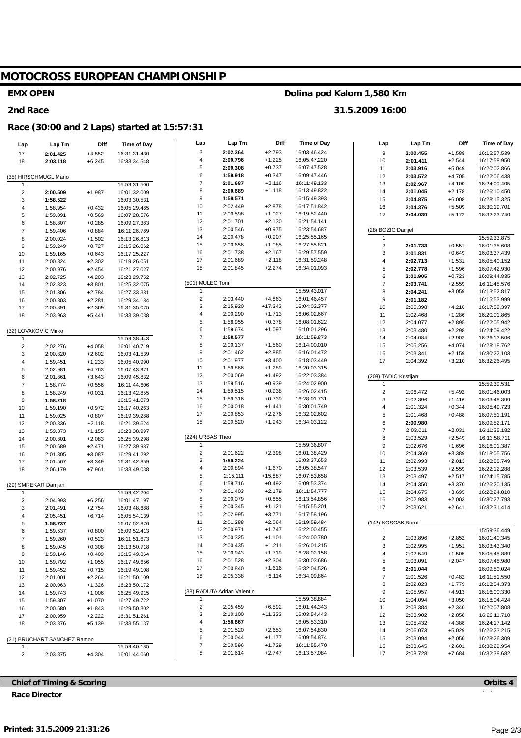# MOTOCROSS EUROPEAN CHAMPIONSHIP

**EMX OPEN** — **Dolina pod Kalom 1,580 Km**

**2nd Race** — **31.5.2009 16:00**

## Race (30:00 and 2 Laps) started at 15:57:31

| Lap | Lap Tm | Diff | Time of Day |
|---|---|---|---|
| 17 | **2:01.425** | +4.552 | 16:31:31.430 |
| 18 | **2:03.118** | +6.245 | 16:33:34.548 |

**(35) HIRSCHMUGL Mario**

| Lap | Lap Tm | Diff | Time of Day |
|---|---|---|---|
| 1 | | | 15:59:31.500 |
| 2 | **2:00.509** | +1.987 | 16:01:32.009 |
| 3 | **1:58.522** | | 16:03:30.531 |
| 4 | 1:58.954 | +0.432 | 16:05:29.485 |
| 5 | 1:59.091 | +0.569 | 16:07:28.576 |
| 6 | 1:58.807 | +0.285 | 16:09:27.383 |
| 7 | 1:59.406 | +0.884 | 16:11:26.789 |
| 8 | 2:00.024 | +1.502 | 16:13:26.813 |
| 9 | 1:59.249 | +0.727 | 16:15:26.062 |
| 10 | 1:59.165 | +0.643 | 16:17:25.227 |
| 11 | 2:00.824 | +2.302 | 16:19:26.051 |
| 12 | 2:00.976 | +2.454 | 16:21:27.027 |
| 13 | 2:02.725 | +4.203 | 16:23:29.752 |
| 14 | 2:02.323 | +3.801 | 16:25:32.075 |
| 15 | 2:01.306 | +2.784 | 16:27:33.381 |
| 16 | 2:00.803 | +2.281 | 16:29:34.184 |
| 17 | 2:00.891 | +2.369 | 16:31:35.075 |
| 18 | 2:03.963 | +5.441 | 16:33:39.038 |

**(32) LOVAKOVIC Mirko**

| Lap | Lap Tm | Diff | Time of Day |
|---|---|---|---|
| 1 | | | 15:59:38.443 |
| 2 | 2:02.276 | +4.058 | 16:01:40.719 |
| 3 | 2:00.820 | +2.602 | 16:03:41.539 |
| 4 | 1:59.451 | +1.233 | 16:05:40.990 |
| 5 | 2:02.981 | +4.763 | 16:07:43.971 |
| 6 | 2:01.861 | +3.643 | 16:09:45.832 |
| 7 | 1:58.774 | +0.556 | 16:11:44.606 |
| 8 | 1:58.249 | +0.031 | 16:13:42.855 |
| 9 | **1:58.218** | | 16:15:41.073 |
| 10 | 1:59.190 | +0.972 | 16:17:40.263 |
| 11 | 1:59.025 | +0.807 | 16:19:39.288 |
| 12 | 2:00.336 | +2.118 | 16:21:39.624 |
| 13 | 1:59.373 | +1.155 | 16:23:38.997 |
| 14 | 2:00.301 | +2.083 | 16:25:39.298 |
| 15 | 2:00.689 | +2.471 | 16:27:39.987 |
| 16 | 2:01.305 | +3.087 | 16:29:41.292 |
| 17 | 2:01.567 | +3.349 | 16:31:42.859 |
| 18 | 2:06.179 | +7.961 | 16:33:49.038 |

**(29) SMREKAR Damjan**

| Lap | Lap Tm | Diff | Time of Day |
|---|---|---|---|
| 1 | | | 15:59:42.204 |
| 2 | 2:04.993 | +6.256 | 16:01:47.197 |
| 3 | 2:01.491 | +2.754 | 16:03:48.688 |
| 4 | 2:05.451 | +6.714 | 16:05:54.139 |
| 5 | **1:58.737** | | 16:07:52.876 |
| 6 | 1:59.537 | +0.800 | 16:09:52.413 |
| 7 | 1:59.260 | +0.523 | 16:11:51.673 |
| 8 | 1:59.045 | +0.308 | 16:13:50.718 |
| 9 | 1:59.146 | +0.409 | 16:15:49.864 |
| 10 | 1:59.792 | +1.055 | 16:17:49.656 |
| 11 | 1:59.452 | +0.715 | 16:19:49.108 |
| 12 | 2:01.001 | +2.264 | 16:21:50.109 |
| 13 | 2:00.063 | +1.326 | 16:23:50.172 |
| 14 | 1:59.743 | +1.006 | 16:25:49.915 |
| 15 | 1:59.807 | +1.070 | 16:27:49.722 |
| 16 | 2:00.580 | +1.843 | 16:29:50.302 |
| 17 | 2:00.959 | +2.222 | 16:31:51.261 |
| 18 | 2:03.876 | +5.139 | 16:33:55.137 |

**(21) BRUCHART SANCHEZ Ramon**

| Lap | Lap Tm | Diff | Time of Day |
|---|---|---|---|
| 1 | | | 15:59:40.185 |
| 2 | 2:03.875 | +4.304 | 16:01:44.060 |
| 3 | **2:02.364** | +2.793 | 16:03:46.424 |
| 4 | **2:00.796** | +1.225 | 16:05:47.220 |
| 5 | **2:00.308** | +0.737 | 16:07:47.528 |
| 6 | **1:59.918** | +0.347 | 16:09:47.446 |
| 7 | **2:01.687** | +2.116 | 16:11:49.133 |
| 8 | **2:00.689** | +1.118 | 16:13:49.822 |
| 9 | **1:59.571** | | 16:15:49.393 |
| 10 | 2:02.449 | +2.878 | 16:17:51.842 |
| 11 | 2:00.598 | +1.027 | 16:19:52.440 |
| 12 | 2:01.701 | +2.130 | 16:21:54.141 |
| 13 | 2:00.546 | +0.975 | 16:23:54.687 |
| 14 | 2:00.478 | +0.907 | 16:25:55.165 |
| 15 | 2:00.656 | +1.085 | 16:27:55.821 |
| 16 | 2:01.738 | +2.167 | 16:29:57.559 |
| 17 | 2:01.689 | +2.118 | 16:31:59.248 |
| 18 | 2:01.845 | +2.274 | 16:34:01.093 |

**(501) MULEC Toni**

| Lap | Lap Tm | Diff | Time of Day |
|---|---|---|---|
| 1 | | | 15:59:43.017 |
| 2 | 2:03.440 | +4.863 | 16:01:46.457 |
| 3 | 2:15.920 | +17.343 | 16:04:02.377 |
| 4 | 2:00.290 | +1.713 | 16:06:02.667 |
| 5 | 1:58.955 | +0.378 | 16:08:01.622 |
| 6 | 1:59.674 | +1.097 | 16:10:01.296 |
| 7 | **1:58.577** | | 16:11:59.873 |
| 8 | 2:00.137 | +1.560 | 16:14:00.010 |
| 9 | 2:01.462 | +2.885 | 16:16:01.472 |
| 10 | 2:01.977 | +3.400 | 16:18:03.449 |
| 11 | 1:59.866 | +1.289 | 16:20:03.315 |
| 12 | 2:00.069 | +1.492 | 16:22:03.384 |
| 13 | 1:59.516 | +0.939 | 16:24:02.900 |
| 14 | 1:59.515 | +0.938 | 16:26:02.415 |
| 15 | 1:59.316 | +0.739 | 16:28:01.731 |
| 16 | 2:00.018 | +1.441 | 16:30:01.749 |
| 17 | 2:00.853 | +2.276 | 16:32:02.602 |
| 18 | 2:00.520 | +1.943 | 16:34:03.122 |

**(224) URBAS Theo**

| Lap | Lap Tm | Diff | Time of Day |
|---|---|---|---|
| 1 | | | 15:59:36.807 |
| 2 | 2:01.622 | +2.398 | 16:01:38.429 |
| 3 | **1:59.224** | | 16:03:37.653 |
| 4 | 2:00.894 | +1.670 | 16:05:38.547 |
| 5 | 2:15.111 | +15.887 | 16:07:53.658 |
| 6 | 1:59.716 | +0.492 | 16:09:53.374 |
| 7 | 2:01.403 | +2.179 | 16:11:54.777 |
| 8 | 2:00.079 | +0.855 | 16:13:54.856 |
| 9 | 2:00.345 | +1.121 | 16:15:55.201 |
| 10 | 2:02.995 | +3.771 | 16:17:58.196 |
| 11 | 2:01.288 | +2.064 | 16:19:59.484 |
| 12 | 2:00.971 | +1.747 | 16:22:00.455 |
| 13 | 2:00.325 | +1.101 | 16:24:00.780 |
| 14 | 2:00.435 | +1.211 | 16:26:01.215 |
| 15 | 2:00.943 | +1.719 | 16:28:02.158 |
| 16 | 2:01.528 | +2.304 | 16:30:03.686 |
| 17 | 2:00.840 | +1.616 | 16:32:04.526 |
| 18 | 2:05.338 | +6.114 | 16:34:09.864 |

**(38) RADUTA Adrian Valentin**

| Lap | Lap Tm | Diff | Time of Day |
|---|---|---|---|
| 1 | | | 15:59:38.884 |
| 2 | 2:05.459 | +6.592 | 16:01:44.343 |
| 3 | 2:10.100 | +11.233 | 16:03:54.443 |
| 4 | **1:58.867** | | 16:05:53.310 |
| 5 | 2:01.520 | +2.653 | 16:07:54.830 |
| 6 | 2:00.044 | +1.177 | 16:09:54.874 |
| 7 | 2:00.596 | +1.729 | 16:11:55.470 |
| 8 | 2:01.614 | +2.747 | 16:13:57.084 |
| 9 | **2:00.455** | +1.588 | 16:15:57.539 |
| 10 | **2:01.411** | +2.544 | 16:17:58.950 |
| 11 | **2:03.916** | +5.049 | 16:20:02.866 |
| 12 | **2:03.572** | +4.705 | 16:22:06.438 |
| 13 | **2:02.967** | +4.100 | 16:24:09.405 |
| 14 | **2:01.045** | +2.178 | 16:26:10.450 |
| 15 | **2:04.875** | +6.008 | 16:28:15.325 |
| 16 | **2:04.376** | +5.509 | 16:30:19.701 |
| 17 | **2:04.039** | +5.172 | 16:32:23.740 |

**(28) BOZIC Danijel**

| Lap | Lap Tm | Diff | Time of Day |
|---|---|---|---|
| 1 | | | 15:59:33.875 |
| 2 | **2:01.733** | +0.551 | 16:01:35.608 |
| 3 | **2:01.831** | +0.649 | 16:03:37.439 |
| 4 | **2:02.713** | +1.531 | 16:05:40.152 |
| 5 | **2:02.778** | +1.596 | 16:07:42.930 |
| 6 | **2:01.905** | +0.723 | 16:09:44.835 |
| 7 | **2:03.741** | +2.559 | 16:11:48.576 |
| 8 | **2:04.241** | +3.059 | 16:13:52.817 |
| 9 | **2:01.182** | | 16:15:53.999 |
| 10 | 2:05.398 | +4.216 | 16:17:59.397 |
| 11 | 2:02.468 | +1.286 | 16:20:01.865 |
| 12 | 2:04.077 | +2.895 | 16:22:05.942 |
| 13 | 2:03.480 | +2.298 | 16:24:09.422 |
| 14 | 2:04.084 | +2.902 | 16:26:13.506 |
| 15 | 2:05.256 | +4.074 | 16:28:18.762 |
| 16 | 2:03.341 | +2.159 | 16:30:22.103 |
| 17 | 2:04.392 | +3.210 | 16:32:26.495 |

**(208) TADIC Kristijan**

| Lap | Lap Tm | Diff | Time of Day |
|---|---|---|---|
| 1 | | | 15:59:39.531 |
| 2 | 2:06.472 | +5.492 | 16:01:46.003 |
| 3 | 2:02.396 | +1.416 | 16:03:48.399 |
| 4 | 2:01.324 | +0.344 | 16:05:49.723 |
| 5 | 2:01.468 | +0.488 | 16:07:51.191 |
| 6 | **2:00.980** | | 16:09:52.171 |
| 7 | 2:03.011 | +2.031 | 16:11:55.182 |
| 8 | 2:03.529 | +2.549 | 16:13:58.711 |
| 9 | 2:02.676 | +1.696 | 16:16:01.387 |
| 10 | 2:04.369 | +3.389 | 16:18:05.756 |
| 11 | 2:02.993 | +2.013 | 16:20:08.749 |
| 12 | 2:03.539 | +2.559 | 16:22:12.288 |
| 13 | 2:03.497 | +2.517 | 16:24:15.785 |
| 14 | 2:04.350 | +3.370 | 16:26:20.135 |
| 15 | 2:04.675 | +3.695 | 16:28:24.810 |
| 16 | 2:02.983 | +2.003 | 16:30:27.793 |
| 17 | 2:03.621 | +2.641 | 16:32:31.414 |

**(142) KOSCAK Borut**

| Lap | Lap Tm | Diff | Time of Day |
|---|---|---|---|
| 1 | | | 15:59:36.449 |
| 2 | 2:03.896 | +2.852 | 16:01:40.345 |
| 3 | 2:02.995 | +1.951 | 16:03:43.340 |
| 4 | 2:02.549 | +1.505 | 16:05:45.889 |
| 5 | 2:03.091 | +2.047 | 16:07:48.980 |
| 6 | **2:01.044** | | 16:09:50.024 |
| 7 | 2:01.526 | +0.482 | 16:11:51.550 |
| 8 | 2:02.823 | +1.779 | 16:13:54.373 |
| 9 | 2:05.957 | +4.913 | 16:16:00.330 |
| 10 | 2:04.094 | +3.050 | 16:18:04.424 |
| 11 | 2:03.384 | +2.340 | 16:20:07.808 |
| 12 | 2:03.902 | +2.858 | 16:22:11.710 |
| 13 | 2:05.432 | +4.388 | 16:24:17.142 |
| 14 | 2:06.073 | +5.029 | 16:26:23.215 |
| 15 | 2:03.094 | +2.050 | 16:28:26.309 |
| 16 | 2:03.645 | +2.601 | 16:30:29.954 |
| 17 | 2:08.728 | +7.684 | 16:32:38.682 |

**Chief of Timing & Scoring**

**Race Director**

**Orbits 4**

**Printed: 31.5.2009 21:31:26**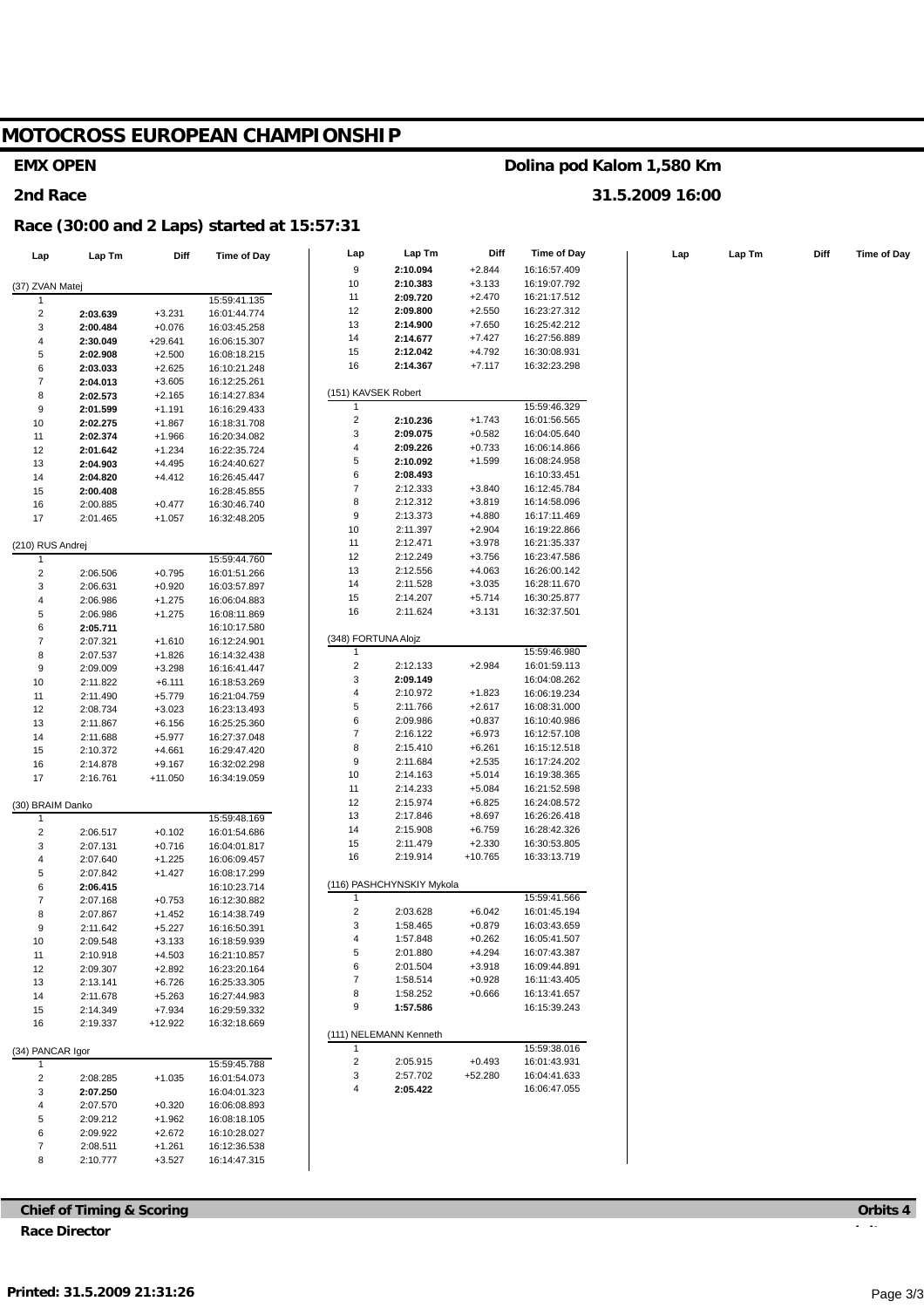# MOTOCROSS EUROPEAN CHAMPIONSHIP

## EMX OPEN

**Dolina pod Kalom 1,580 Km**

## 2nd Race

**31.5.2009 16:00**

### Race (30:00 and 2 Laps) started at 15:57:31

| Lap | Lap Tm | Diff | Time of Day |
|---|---|---|---|
| **(37) ZVAN Matej** | | | |
| 1 | | | 15:59:41.135 |
| 2 | **2:03.639** | +3.231 | 16:01:44.774 |
| 3 | **2:00.484** | +0.076 | 16:03:45.258 |
| 4 | **2:30.049** | +29.641 | 16:06:15.307 |
| 5 | **2:02.908** | +2.500 | 16:08:18.215 |
| 6 | **2:03.033** | +2.625 | 16:10:21.248 |
| 7 | **2:04.013** | +3.605 | 16:12:25.261 |
| 8 | **2:02.573** | +2.165 | 16:14:27.834 |
| 9 | **2:01.599** | +1.191 | 16:16:29.433 |
| 10 | **2:02.275** | +1.867 | 16:18:31.708 |
| 11 | **2:02.374** | +1.966 | 16:20:34.082 |
| 12 | **2:01.642** | +1.234 | 16:22:35.724 |
| 13 | **2:04.903** | +4.495 | 16:24:40.627 |
| 14 | **2:04.820** | +4.412 | 16:26:45.447 |
| 15 | **2:00.408** | | 16:28:45.855 |
| 16 | 2:00.885 | +0.477 | 16:30:46.740 |
| 17 | 2:01.465 | +1.057 | 16:32:48.205 |
| **(210) RUS Andrej** | | | |
| 1 | | | 15:59:44.760 |
| 2 | 2:06.506 | +0.795 | 16:01:51.266 |
| 3 | 2:06.631 | +0.920 | 16:03:57.897 |
| 4 | 2:06.986 | +1.275 | 16:06:04.883 |
| 5 | 2:06.986 | +1.275 | 16:08:11.869 |
| 6 | **2:05.711** | | 16:10:17.580 |
| 7 | 2:07.321 | +1.610 | 16:12:24.901 |
| 8 | 2:07.537 | +1.826 | 16:14:32.438 |
| 9 | 2:09.009 | +3.298 | 16:16:41.447 |
| 10 | 2:11.822 | +6.111 | 16:18:53.269 |
| 11 | 2:11.490 | +5.779 | 16:21:04.759 |
| 12 | 2:08.734 | +3.023 | 16:23:13.493 |
| 13 | 2:11.867 | +6.156 | 16:25:25.360 |
| 14 | 2:11.688 | +5.977 | 16:27:37.048 |
| 15 | 2:10.372 | +4.661 | 16:29:47.420 |
| 16 | 2:14.878 | +9.167 | 16:32:02.298 |
| 17 | 2:16.761 | +11.050 | 16:34:19.059 |
| **(30) BRAIM Danko** | | | |
| 1 | | | 15:59:48.169 |
| 2 | 2:06.517 | +0.102 | 16:01:54.686 |
| 3 | 2:07.131 | +0.716 | 16:04:01.817 |
| 4 | 2:07.640 | +1.225 | 16:06:09.457 |
| 5 | 2:07.842 | +1.427 | 16:08:17.299 |
| 6 | **2:06.415** | | 16:10:23.714 |
| 7 | 2:07.168 | +0.753 | 16:12:30.882 |
| 8 | 2:07.867 | +1.452 | 16:14:38.749 |
| 9 | 2:11.642 | +5.227 | 16:16:50.391 |
| 10 | 2:09.548 | +3.133 | 16:18:59.939 |
| 11 | 2:10.918 | +4.503 | 16:21:10.857 |
| 12 | 2:09.307 | +2.892 | 16:23:20.164 |
| 13 | 2:13.141 | +6.726 | 16:25:33.305 |
| 14 | 2:11.678 | +5.263 | 16:27:44.983 |
| 15 | 2:14.349 | +7.934 | 16:29:59.332 |
| 16 | 2:19.337 | +12.922 | 16:32:18.669 |
| **(34) PANCAR Igor** | | | |
| 1 | | | 15:59:45.788 |
| 2 | 2:08.285 | +1.035 | 16:01:54.073 |
| 3 | **2:07.250** | | 16:04:01.323 |
| 4 | 2:07.570 | +0.320 | 16:06:08.893 |
| 5 | 2:09.212 | +1.962 | 16:08:18.105 |
| 6 | 2:09.922 | +2.672 | 16:10:28.027 |
| 7 | 2:08.511 | +1.261 | 16:12:36.538 |
| 8 | 2:10.777 | +3.527 | 16:14:47.315 |
| 9 | **2:10.094** | +2.844 | 16:16:57.409 |
| 10 | **2:10.383** | +3.133 | 16:19:07.792 |
| 11 | **2:09.720** | +2.470 | 16:21:17.512 |
| 12 | **2:09.800** | +2.550 | 16:23:27.312 |
| 13 | **2:14.900** | +7.650 | 16:25:42.212 |
| 14 | **2:14.677** | +7.427 | 16:27:56.889 |
| 15 | **2:12.042** | +4.792 | 16:30:08.931 |
| 16 | **2:14.367** | +7.117 | 16:32:23.298 |
| **(151) KAVSEK Robert** | | | |
| 1 | | | 15:59:46.329 |
| 2 | **2:10.236** | +1.743 | 16:01:56.565 |
| 3 | **2:09.075** | +0.582 | 16:04:05.640 |
| 4 | **2:09.226** | +0.733 | 16:06:14.866 |
| 5 | **2:10.092** | +1.599 | 16:08:24.958 |
| 6 | **2:08.493** | | 16:10:33.451 |
| 7 | 2:12.333 | +3.840 | 16:12:45.784 |
| 8 | 2:12.312 | +3.819 | 16:14:58.096 |
| 9 | 2:13.373 | +4.880 | 16:17:11.469 |
| 10 | 2:11.397 | +2.904 | 16:19:22.866 |
| 11 | 2:12.471 | +3.978 | 16:21:35.337 |
| 12 | 2:12.249 | +3.756 | 16:23:47.586 |
| 13 | 2:12.556 | +4.063 | 16:26:00.142 |
| 14 | 2:11.528 | +3.035 | 16:28:11.670 |
| 15 | 2:14.207 | +5.714 | 16:30:25.877 |
| 16 | 2:11.624 | +3.131 | 16:32:37.501 |
| **(348) FORTUNA Alojz** | | | |
| 1 | | | 15:59:46.980 |
| 2 | 2:12.133 | +2.984 | 16:01:59.113 |
| 3 | **2:09.149** | | 16:04:08.262 |
| 4 | 2:10.972 | +1.823 | 16:06:19.234 |
| 5 | 2:11.766 | +2.617 | 16:08:31.000 |
| 6 | 2:09.986 | +0.837 | 16:10:40.986 |
| 7 | 2:16.122 | +6.973 | 16:12:57.108 |
| 8 | 2:15.410 | +6.261 | 16:15:12.518 |
| 9 | 2:11.684 | +2.535 | 16:17:24.202 |
| 10 | 2:14.163 | +5.014 | 16:19:38.365 |
| 11 | 2:14.233 | +5.084 | 16:21:52.598 |
| 12 | 2:15.974 | +6.825 | 16:24:08.572 |
| 13 | 2:17.846 | +8.697 | 16:26:26.418 |
| 14 | 2:15.908 | +6.759 | 16:28:42.326 |
| 15 | 2:11.479 | +2.330 | 16:30:53.805 |
| 16 | 2:19.914 | +10.765 | 16:33:13.719 |
| **(116) PASHCHYNSKIY Mykola** | | | |
| 1 | | | 15:59:41.566 |
| 2 | 2:03.628 | +6.042 | 16:01:45.194 |
| 3 | 1:58.465 | +0.879 | 16:03:43.659 |
| 4 | 1:57.848 | +0.262 | 16:05:41.507 |
| 5 | 2:01.880 | +4.294 | 16:07:43.387 |
| 6 | 2:01.504 | +3.918 | 16:09:44.891 |
| 7 | 1:58.514 | +0.928 | 16:11:43.405 |
| 8 | 1:58.252 | +0.666 | 16:13:41.657 |
| 9 | **1:57.586** | | 16:15:39.243 |
| **(111) NELEMANN Kenneth** | | | |
| 1 | | | 15:59:38.016 |
| 2 | 2:05.915 | +0.493 | 16:01:43.931 |
| 3 | 2:57.702 | +52.280 | 16:04:41.633 |
| 4 | **2:05.422** | | 16:06:47.055 |

**Chief of Timing & Scoring**

**Race Director**

**Orbits 4**

**Printed: 31.5.2009 21:31:26**